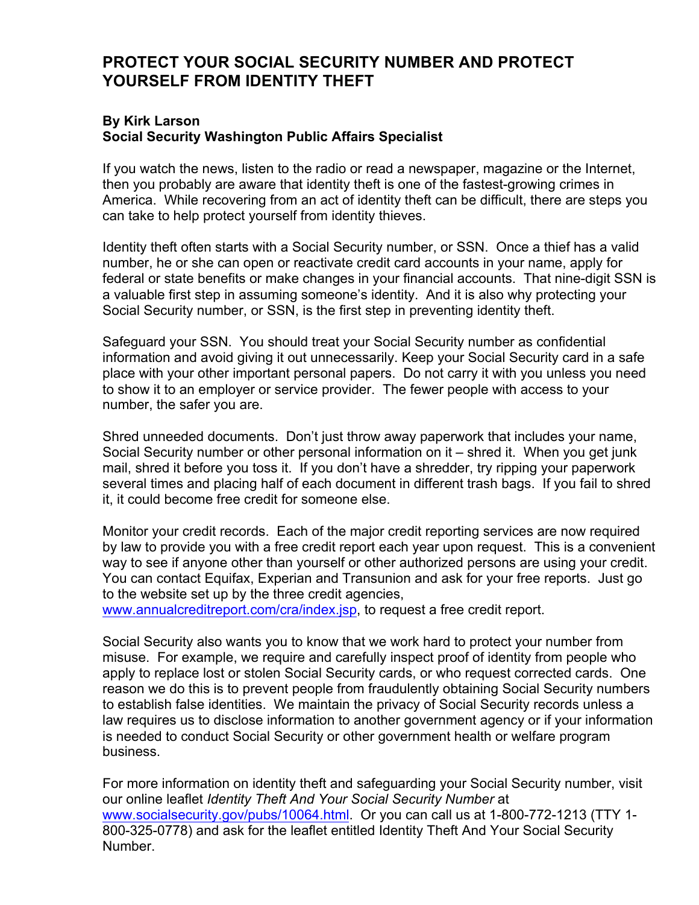# PROTECT YOUR SOCIAL SECURITY NUMBER AND PROTECT YOURSELF FROM IDENTITY THEFT

**By Kirk Larson**
**Social Security Washington Public Affairs Specialist**

If you watch the news, listen to the radio or read a newspaper, magazine or the Internet, then you probably are aware that identity theft is one of the fastest-growing crimes in America. While recovering from an act of identity theft can be difficult, there are steps you can take to help protect yourself from identity thieves.

Identity theft often starts with a Social Security number, or SSN. Once a thief has a valid number, he or she can open or reactivate credit card accounts in your name, apply for federal or state benefits or make changes in your financial accounts. That nine-digit SSN is a valuable first step in assuming someone's identity. And it is also why protecting your Social Security number, or SSN, is the first step in preventing identity theft.

Safeguard your SSN. You should treat your Social Security number as confidential information and avoid giving it out unnecessarily. Keep your Social Security card in a safe place with your other important personal papers. Do not carry it with you unless you need to show it to an employer or service provider. The fewer people with access to your number, the safer you are.

Shred unneeded documents. Don't just throw away paperwork that includes your name, Social Security number or other personal information on it – shred it. When you get junk mail, shred it before you toss it. If you don't have a shredder, try ripping your paperwork several times and placing half of each document in different trash bags. If you fail to shred it, it could become free credit for someone else.

Monitor your credit records. Each of the major credit reporting services are now required by law to provide you with a free credit report each year upon request. This is a convenient way to see if anyone other than yourself or other authorized persons are using your credit. You can contact Equifax, Experian and Transunion and ask for your free reports. Just go to the website set up by the three credit agencies, www.annualcreditreport.com/cra/index.jsp, to request a free credit report.

Social Security also wants you to know that we work hard to protect your number from misuse. For example, we require and carefully inspect proof of identity from people who apply to replace lost or stolen Social Security cards, or who request corrected cards. One reason we do this is to prevent people from fraudulently obtaining Social Security numbers to establish false identities. We maintain the privacy of Social Security records unless a law requires us to disclose information to another government agency or if your information is needed to conduct Social Security or other government health or welfare program business.

For more information on identity theft and safeguarding your Social Security number, visit our online leaflet *Identity Theft And Your Social Security Number* at www.socialsecurity.gov/pubs/10064.html. Or you can call us at 1-800-772-1213 (TTY 1-800-325-0778) and ask for the leaflet entitled Identity Theft And Your Social Security Number.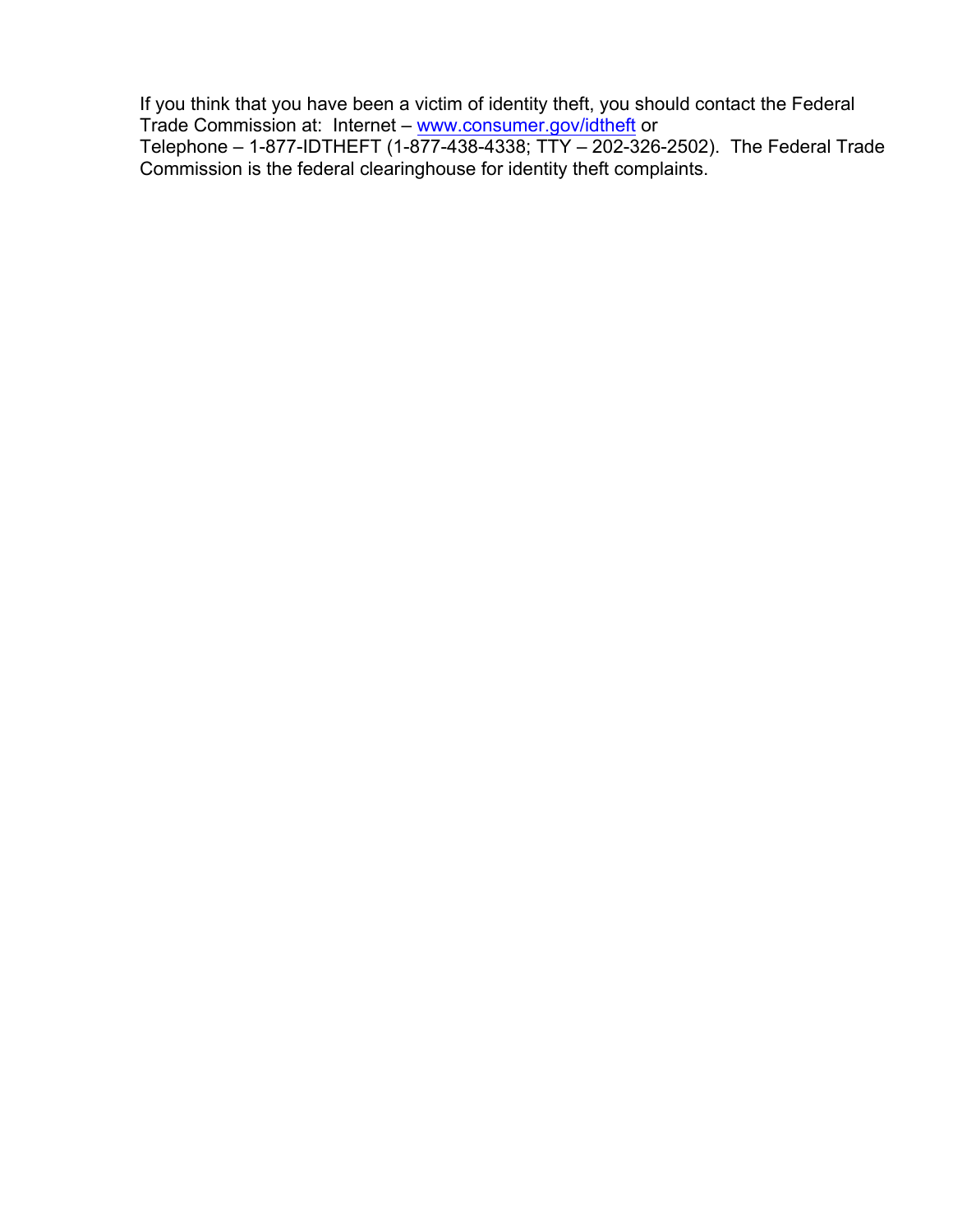If you think that you have been a victim of identity theft, you should contact the Federal Trade Commission at: Internet – [www.consumer.gov/idtheft](http://www.consumer.gov/idtheft) or
Telephone – 1-877-IDTHEFT (1-877-438-4338; TTY – 202-326-2502). The Federal Trade Commission is the federal clearinghouse for identity theft complaints.